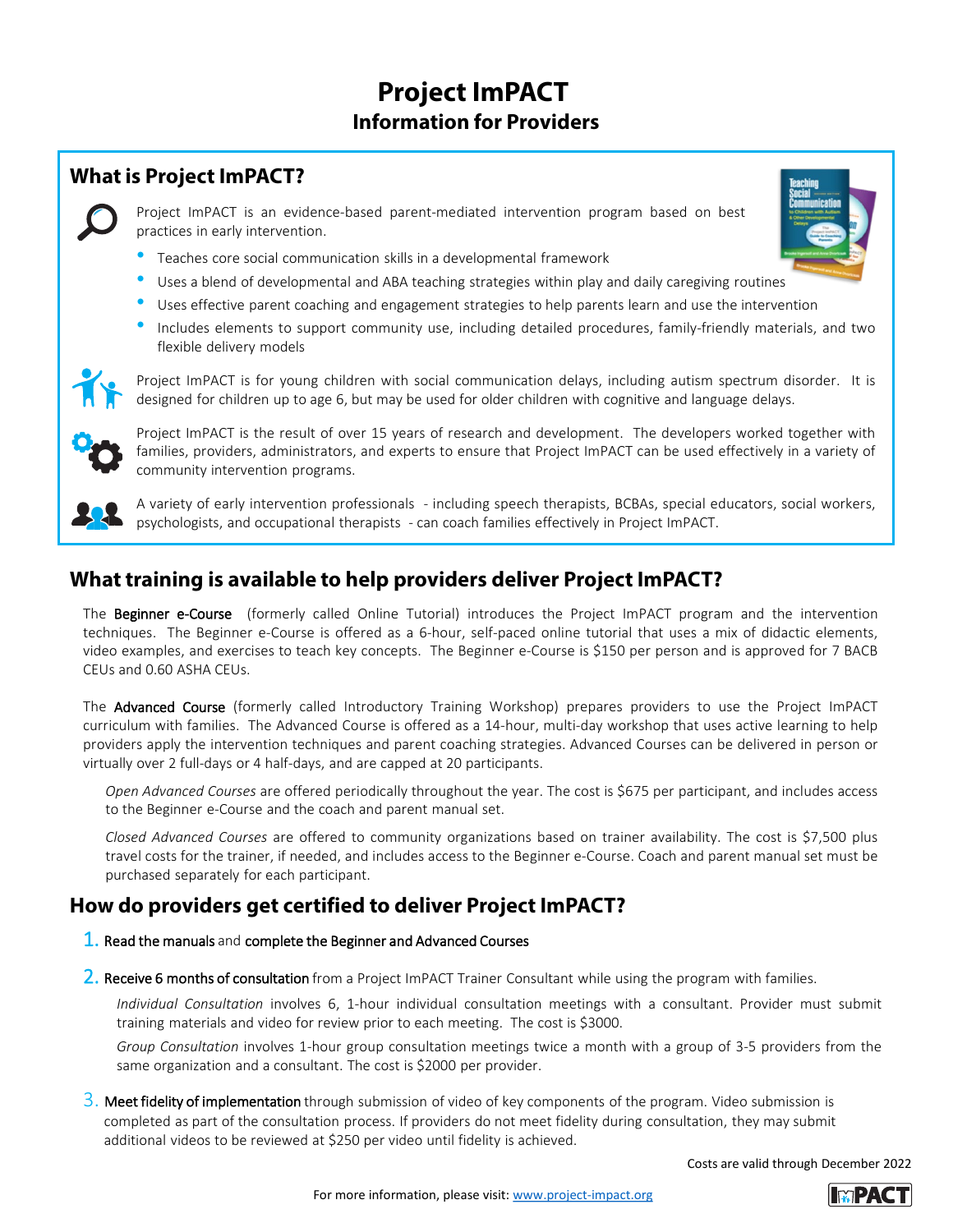# Project ImPACT

## Information for Providers

## What is Project ImPACT?

Project ImPACT is an evidence-based parent-mediated intervention program based on best practices in early intervention.

- Teaches core social communication skills in a developmental framework
- Uses a blend of developmental and ABA teaching strategies within play and daily caregiving routines
- Uses effective parent coaching and engagement strategies to help parents learn and use the intervention
- Includes elements to support community use, including detailed procedures, family-friendly materials, and two flexible delivery models

Project ImPACT is for young children with social communication delays, including autism spectrum disorder. It is designed for children up to age 6, but may be used for older children with cognitive and language delays.

Project ImPACT is the result of over 15 years of research and development. The developers worked together with families, providers, administrators, and experts to ensure that Project ImPACT can be used effectively in a variety of community intervention programs.

A variety of early intervention professionals - including speech therapists, BCBAs, special educators, social workers, psychologists, and occupational therapists - can coach families effectively in Project ImPACT.

## What training is available to help providers deliver Project ImPACT?

The **Beginner e-Course** (formerly called Online Tutorial) introduces the Project ImPACT program and the intervention techniques. The Beginner e-Course is offered as a 6-hour, self-paced online tutorial that uses a mix of didactic elements, video examples, and exercises to teach key concepts. The Beginner e-Course is $150 per person and is approved for 7 BACB CEUs and 0.60 ASHA CEUs.

The **Advanced Course** (formerly called Introductory Training Workshop) prepares providers to use the Project ImPACT curriculum with families. The Advanced Course is offered as a 14-hour, multi-day workshop that uses active learning to help providers apply the intervention techniques and parent coaching strategies. Advanced Courses can be delivered in person or virtually over 2 full-days or 4 half-days, and are capped at 20 participants.

*Open Advanced Courses* are offered periodically throughout the year. The cost is $675 per participant, and includes access to the Beginner e-Course and the coach and parent manual set.

*Closed Advanced Courses* are offered to community organizations based on trainer availability. The cost is $7,500 plus travel costs for the trainer, if needed, and includes access to the Beginner e-Course. Coach and parent manual set must be purchased separately for each participant.

## How do providers get certified to deliver Project ImPACT?

1. **Read the manuals** and **complete the Beginner and Advanced Courses**

2. **Receive 6 months of consultation** from a Project ImPACT Trainer Consultant while using the program with families.

   *Individual Consultation* involves 6, 1-hour individual consultation meetings with a consultant. Provider must submit training materials and video for review prior to each meeting. The cost is $3000.

   *Group Consultation* involves 1-hour group consultation meetings twice a month with a group of 3-5 providers from the same organization and a consultant. The cost is $2000 per provider.

3. **Meet fidelity of implementation** through submission of video of key components of the program. Video submission is completed as part of the consultation process. If providers do not meet fidelity during consultation, they may submit additional videos to be reviewed at $250 per video until fidelity is achieved.

Costs are valid through December 2022

For more information, please visit: www.project-impact.org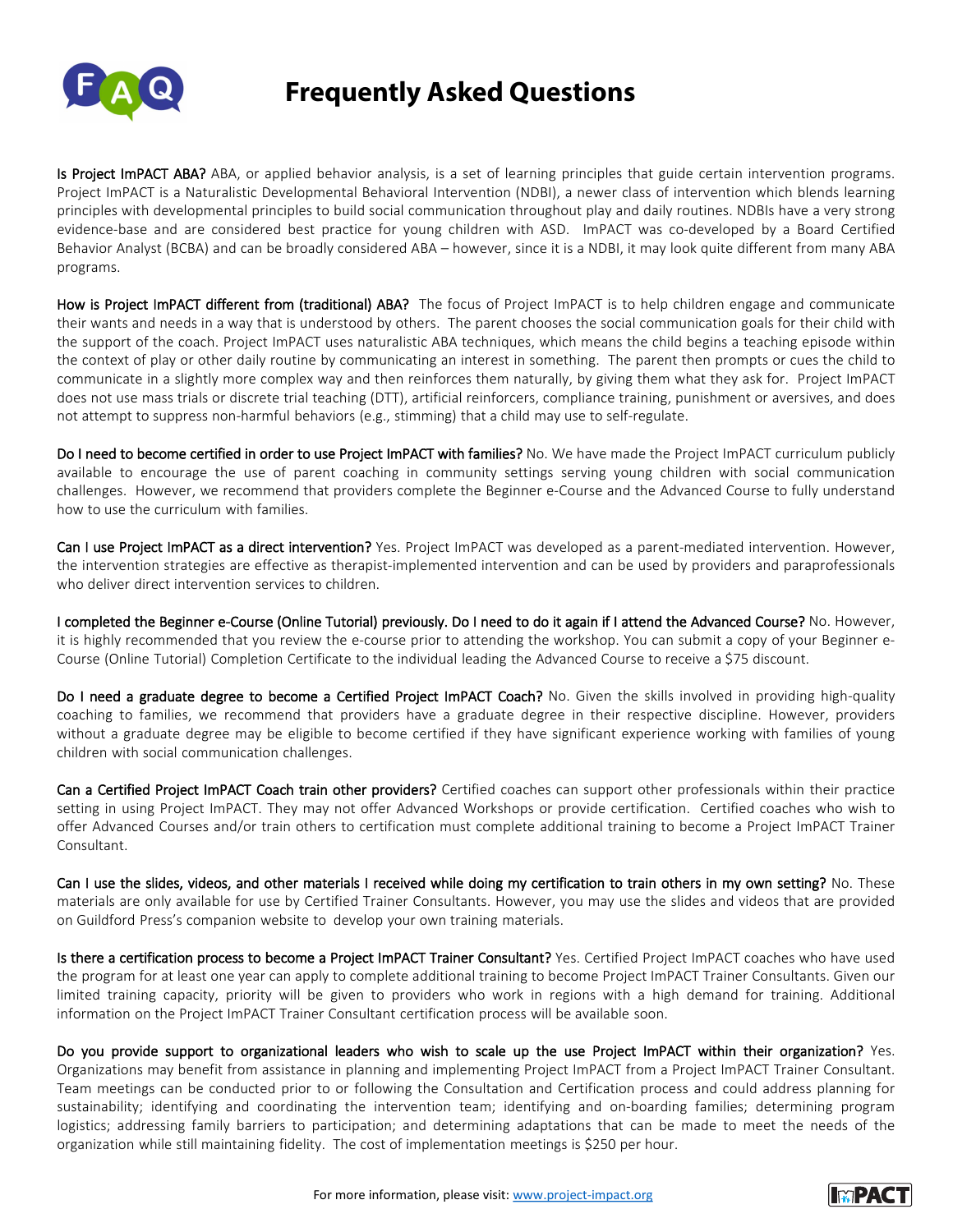# Frequently Asked Questions

**Is Project ImPACT ABA?** ABA, or applied behavior analysis, is a set of learning principles that guide certain intervention programs. Project ImPACT is a Naturalistic Developmental Behavioral Intervention (NDBI), a newer class of intervention which blends learning principles with developmental principles to build social communication throughout play and daily routines. NDBIs have a very strong evidence-base and are considered best practice for young children with ASD. ImPACT was co-developed by a Board Certified Behavior Analyst (BCBA) and can be broadly considered ABA – however, since it is a NDBI, it may look quite different from many ABA programs.

**How is Project ImPACT different from (traditional) ABA?** The focus of Project ImPACT is to help children engage and communicate their wants and needs in a way that is understood by others. The parent chooses the social communication goals for their child with the support of the coach. Project ImPACT uses naturalistic ABA techniques, which means the child begins a teaching episode within the context of play or other daily routine by communicating an interest in something. The parent then prompts or cues the child to communicate in a slightly more complex way and then reinforces them naturally, by giving them what they ask for. Project ImPACT does not use mass trials or discrete trial teaching (DTT), artificial reinforcers, compliance training, punishment or aversives, and does not attempt to suppress non-harmful behaviors (e.g., stimming) that a child may use to self-regulate.

**Do I need to become certified in order to use Project ImPACT with families?** No. We have made the Project ImPACT curriculum publicly available to encourage the use of parent coaching in community settings serving young children with social communication challenges. However, we recommend that providers complete the Beginner e-Course and the Advanced Course to fully understand how to use the curriculum with families.

**Can I use Project ImPACT as a direct intervention?** Yes. Project ImPACT was developed as a parent-mediated intervention. However, the intervention strategies are effective as therapist-implemented intervention and can be used by providers and paraprofessionals who deliver direct intervention services to children.

**I completed the Beginner e-Course (Online Tutorial) previously. Do I need to do it again if I attend the Advanced Course?** No. However, it is highly recommended that you review the e-course prior to attending the workshop. You can submit a copy of your Beginner e-Course (Online Tutorial) Completion Certificate to the individual leading the Advanced Course to receive a $75 discount.

**Do I need a graduate degree to become a Certified Project ImPACT Coach?** No. Given the skills involved in providing high-quality coaching to families, we recommend that providers have a graduate degree in their respective discipline. However, providers without a graduate degree may be eligible to become certified if they have significant experience working with families of young children with social communication challenges.

**Can a Certified Project ImPACT Coach train other providers?** Certified coaches can support other professionals within their practice setting in using Project ImPACT. They may not offer Advanced Workshops or provide certification. Certified coaches who wish to offer Advanced Courses and/or train others to certification must complete additional training to become a Project ImPACT Trainer Consultant.

**Can I use the slides, videos, and other materials I received while doing my certification to train others in my own setting?** No. These materials are only available for use by Certified Trainer Consultants. However, you may use the slides and videos that are provided on Guildford Press's companion website to develop your own training materials.

**Is there a certification process to become a Project ImPACT Trainer Consultant?** Yes. Certified Project ImPACT coaches who have used the program for at least one year can apply to complete additional training to become Project ImPACT Trainer Consultants. Given our limited training capacity, priority will be given to providers who work in regions with a high demand for training. Additional information on the Project ImPACT Trainer Consultant certification process will be available soon.

**Do you provide support to organizational leaders who wish to scale up the use Project ImPACT within their organization?** Yes. Organizations may benefit from assistance in planning and implementing Project ImPACT from a Project ImPACT Trainer Consultant. Team meetings can be conducted prior to or following the Consultation and Certification process and could address planning for sustainability; identifying and coordinating the intervention team; identifying and on-boarding families; determining program logistics; addressing family barriers to participation; and determining adaptations that can be made to meet the needs of the organization while still maintaining fidelity. The cost of implementation meetings is $250 per hour.

For more information, please visit: www.project-impact.org